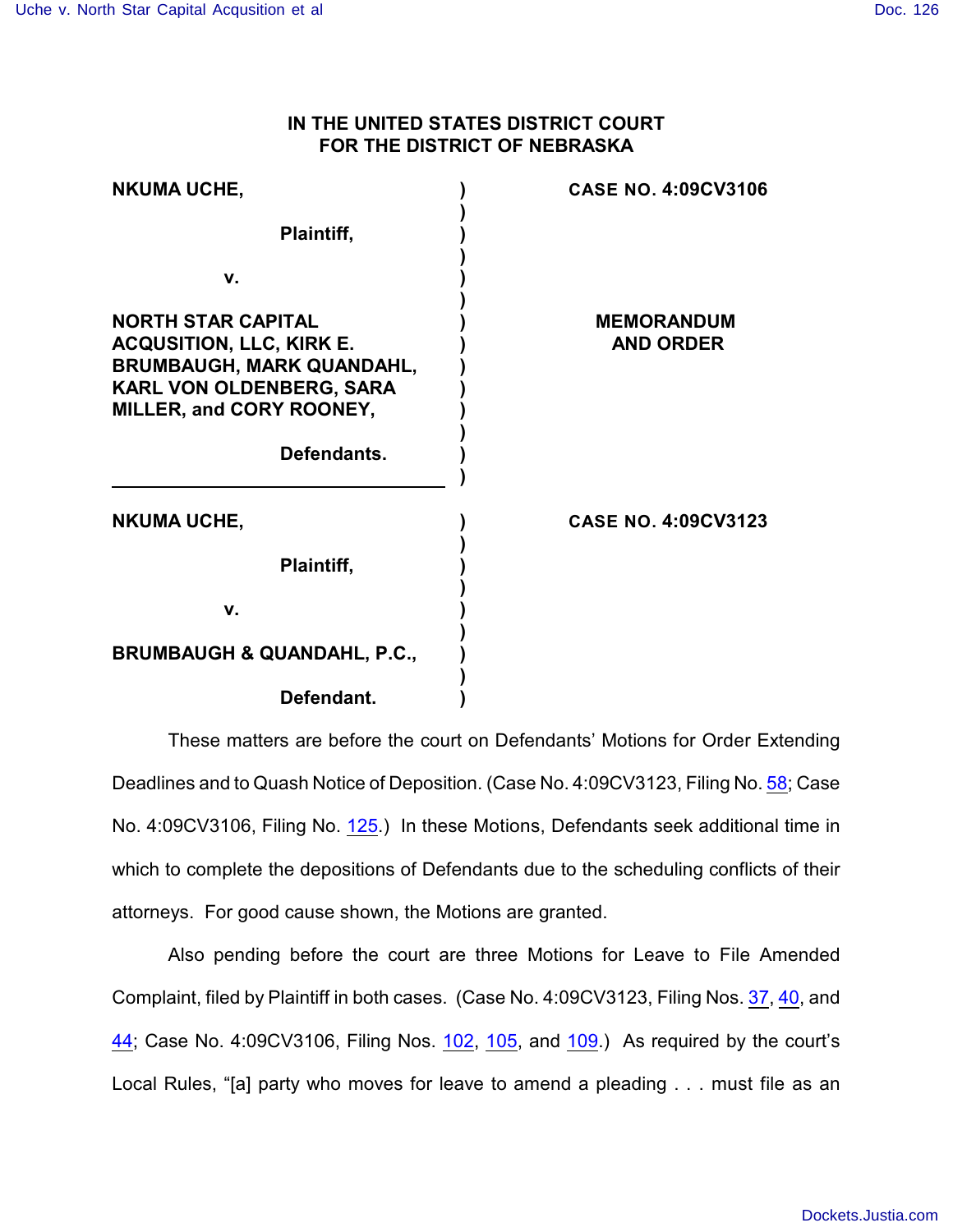**IN THE UNITED STATES DISTRICT COURT**
**FOR THE DISTRICT OF NEBRASKA**

| | | |
|---|---|---|
| **NKUMA UCHE,** **Plaintiff,** **v.** **NORTH STAR CAPITAL ACQUSITION, LLC, KIRK E. BRUMBAUGH, MARK QUANDAHL, KARL VON OLDENBERG, SARA MILLER, and CORY ROONEY,** **Defendants.** | ) | **CASE NO. 4:09CV3106** **MEMORANDUM AND ORDER** |
| **NKUMA UCHE,** **Plaintiff,** **v.** **BRUMBAUGH & QUANDAHL, P.C.,** **Defendant.** | ) | **CASE NO. 4:09CV3123** |

These matters are before the court on Defendants' Motions for Order Extending Deadlines and to Quash Notice of Deposition. (Case No. 4:09CV3123, Filing No. 58; Case No. 4:09CV3106, Filing No. 125.) In these Motions, Defendants seek additional time in which to complete the depositions of Defendants due to the scheduling conflicts of their attorneys. For good cause shown, the Motions are granted.

Also pending before the court are three Motions for Leave to File Amended Complaint, filed by Plaintiff in both cases. (Case No. 4:09CV3123, Filing Nos. 37, 40, and 44; Case No. 4:09CV3106, Filing Nos. 102, 105, and 109.) As required by the court's Local Rules, "[a] party who moves for leave to amend a pleading . . . must file as an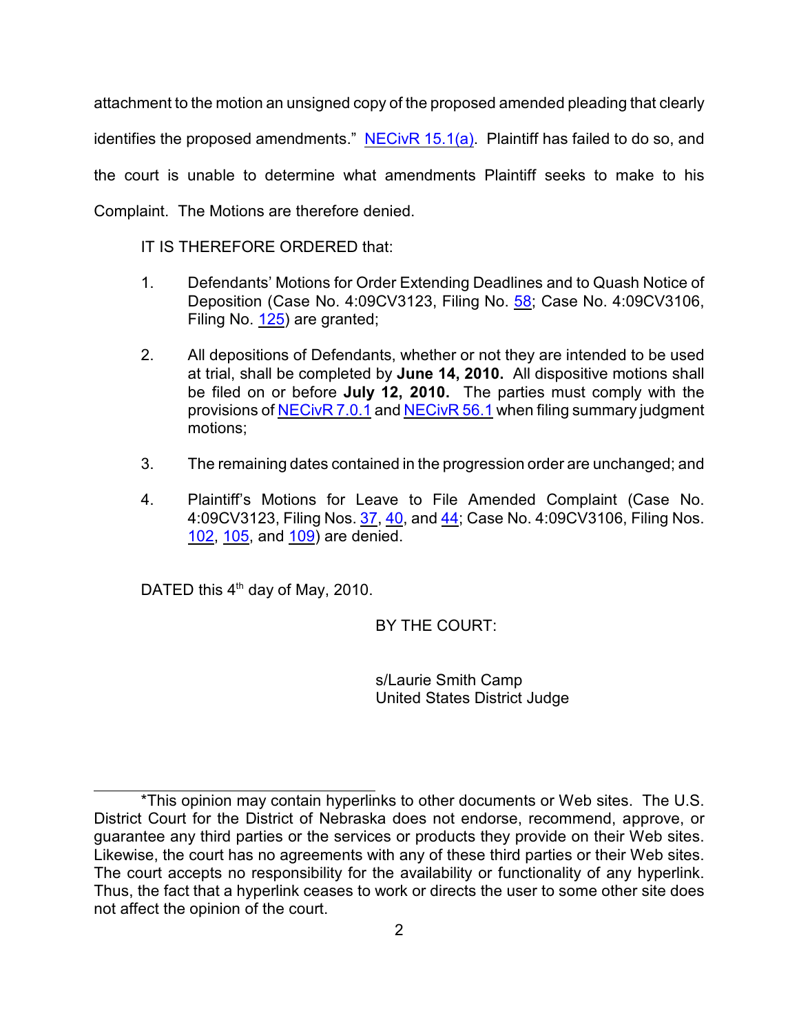attachment to the motion an unsigned copy of the proposed amended pleading that clearly identifies the proposed amendments." NECivR 15.1(a). Plaintiff has failed to do so, and the court is unable to determine what amendments Plaintiff seeks to make to his Complaint. The Motions are therefore denied.

IT IS THEREFORE ORDERED that:

1. Defendants' Motions for Order Extending Deadlines and to Quash Notice of Deposition (Case No. 4:09CV3123, Filing No. 58; Case No. 4:09CV3106, Filing No. 125) are granted;

2. All depositions of Defendants, whether or not they are intended to be used at trial, shall be completed by **June 14, 2010.** All dispositive motions shall be filed on or before **July 12, 2010.** The parties must comply with the provisions of NECivR 7.0.1 and NECivR 56.1 when filing summary judgment motions;

3. The remaining dates contained in the progression order are unchanged; and

4. Plaintiff's Motions for Leave to File Amended Complaint (Case No. 4:09CV3123, Filing Nos. 37, 40, and 44; Case No. 4:09CV3106, Filing Nos. 102, 105, and 109) are denied.

DATED this 4th day of May, 2010.

BY THE COURT:

s/Laurie Smith Camp
United States District Judge

---

*This opinion may contain hyperlinks to other documents or Web sites. The U.S. District Court for the District of Nebraska does not endorse, recommend, approve, or guarantee any third parties or the services or products they provide on their Web sites. Likewise, the court has no agreements with any of these third parties or their Web sites. The court accepts no responsibility for the availability or functionality of any hyperlink. Thus, the fact that a hyperlink ceases to work or directs the user to some other site does not affect the opinion of the court.